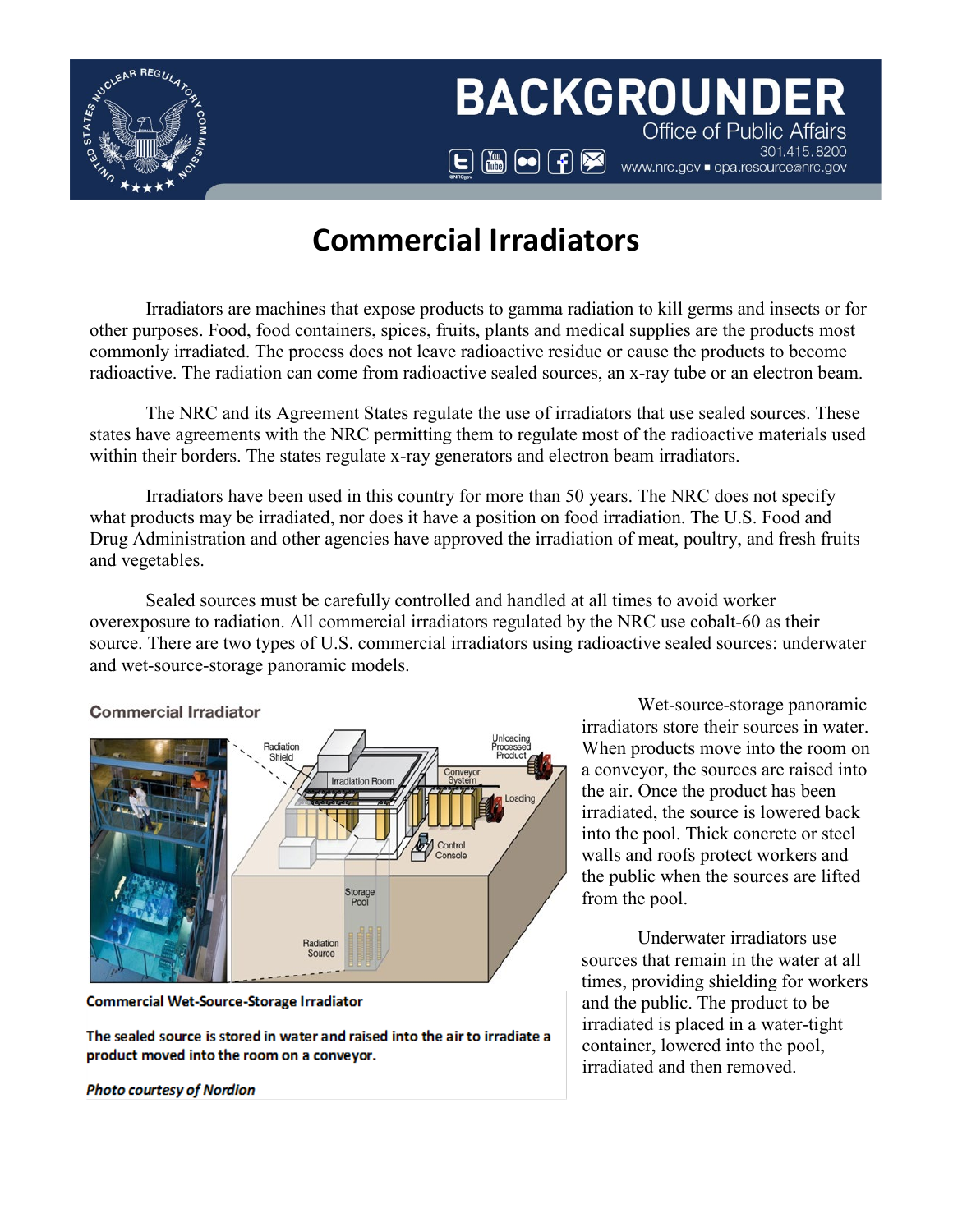# BACKGROUNDER

Office of Public Affairs

301.415.8200

www.nrc.gov ■ opa.resource@nrc.gov

## Commercial Irradiators

Irradiators are machines that expose products to gamma radiation to kill germs and insects or for other purposes. Food, food containers, spices, fruits, plants and medical supplies are the products most commonly irradiated. The process does not leave radioactive residue or cause the products to become radioactive. The radiation can come from radioactive sealed sources, an x-ray tube or an electron beam.

The NRC and its Agreement States regulate the use of irradiators that use sealed sources. These states have agreements with the NRC permitting them to regulate most of the radioactive materials used within their borders. The states regulate x-ray generators and electron beam irradiators.

Irradiators have been used in this country for more than 50 years. The NRC does not specify what products may be irradiated, nor does it have a position on food irradiation. The U.S. Food and Drug Administration and other agencies have approved the irradiation of meat, poultry, and fresh fruits and vegetables.

Sealed sources must be carefully controlled and handled at all times to avoid worker overexposure to radiation. All commercial irradiators regulated by the NRC use cobalt-60 as their source. There are two types of U.S. commercial irradiators using radioactive sealed sources: underwater and wet-source-storage panoramic models.

**Commercial Irradiator**

**Commercial Wet-Source-Storage Irradiator**

**The sealed source is stored in water and raised into the air to irradiate a product moved into the room on a conveyor.**

***Photo courtesy of Nordion***

Wet-source-storage panoramic irradiators store their sources in water. When products move into the room on a conveyor, the sources are raised into the air. Once the product has been irradiated, the source is lowered back into the pool. Thick concrete or steel walls and roofs protect workers and the public when the sources are lifted from the pool.

Underwater irradiators use sources that remain in the water at all times, providing shielding for workers and the public. The product to be irradiated is placed in a water-tight container, lowered into the pool, irradiated and then removed.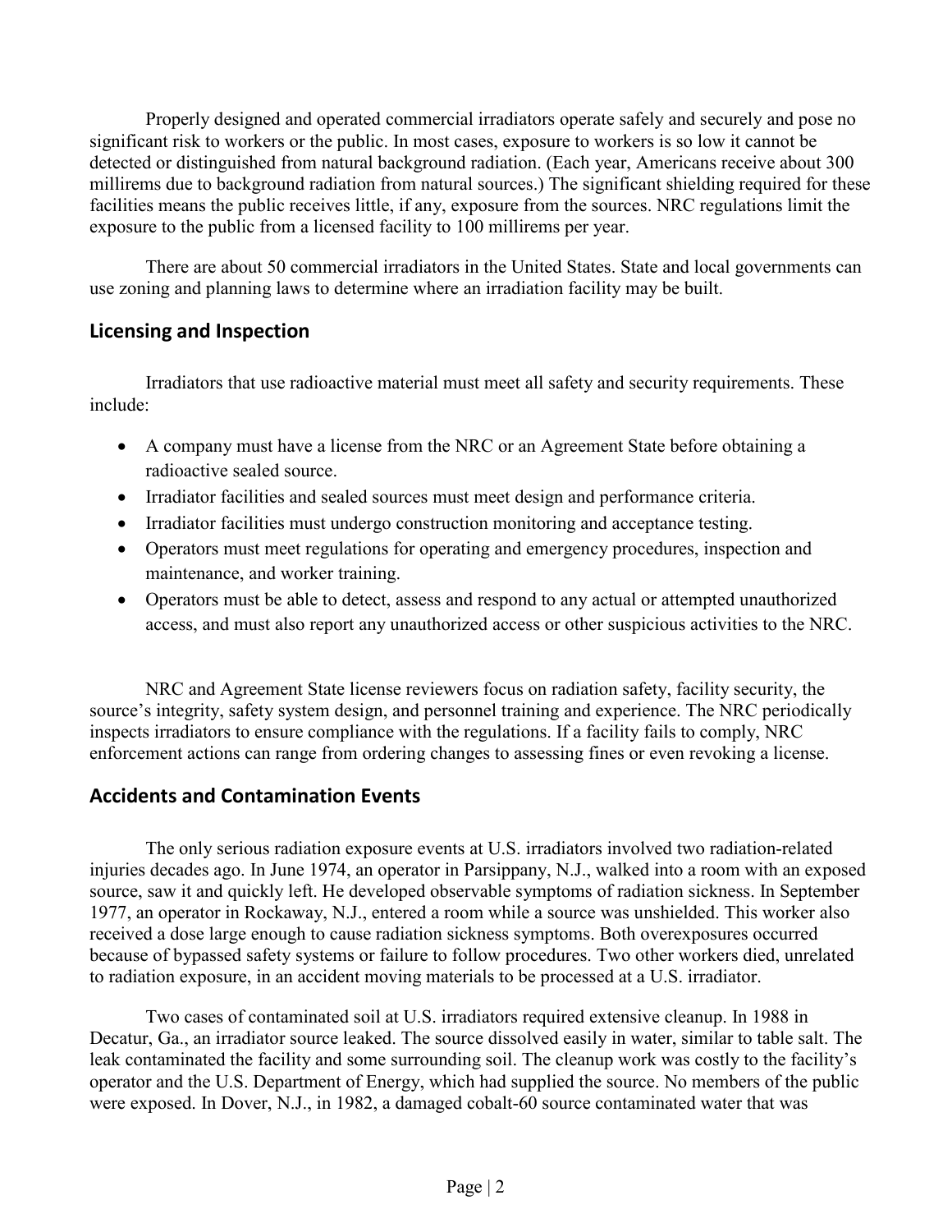Properly designed and operated commercial irradiators operate safely and securely and pose no significant risk to workers or the public. In most cases, exposure to workers is so low it cannot be detected or distinguished from natural background radiation. (Each year, Americans receive about 300 millirems due to background radiation from natural sources.) The significant shielding required for these facilities means the public receives little, if any, exposure from the sources. NRC regulations limit the exposure to the public from a licensed facility to 100 millirems per year.

There are about 50 commercial irradiators in the United States. State and local governments can use zoning and planning laws to determine where an irradiation facility may be built.

## Licensing and Inspection

Irradiators that use radioactive material must meet all safety and security requirements. These include:

- A company must have a license from the NRC or an Agreement State before obtaining a radioactive sealed source.
- Irradiator facilities and sealed sources must meet design and performance criteria.
- Irradiator facilities must undergo construction monitoring and acceptance testing.
- Operators must meet regulations for operating and emergency procedures, inspection and maintenance, and worker training.
- Operators must be able to detect, assess and respond to any actual or attempted unauthorized access, and must also report any unauthorized access or other suspicious activities to the NRC.

NRC and Agreement State license reviewers focus on radiation safety, facility security, the source's integrity, safety system design, and personnel training and experience. The NRC periodically inspects irradiators to ensure compliance with the regulations. If a facility fails to comply, NRC enforcement actions can range from ordering changes to assessing fines or even revoking a license.

## Accidents and Contamination Events

The only serious radiation exposure events at U.S. irradiators involved two radiation-related injuries decades ago. In June 1974, an operator in Parsippany, N.J., walked into a room with an exposed source, saw it and quickly left. He developed observable symptoms of radiation sickness. In September 1977, an operator in Rockaway, N.J., entered a room while a source was unshielded. This worker also received a dose large enough to cause radiation sickness symptoms. Both overexposures occurred because of bypassed safety systems or failure to follow procedures. Two other workers died, unrelated to radiation exposure, in an accident moving materials to be processed at a U.S. irradiator.

Two cases of contaminated soil at U.S. irradiators required extensive cleanup. In 1988 in Decatur, Ga., an irradiator source leaked. The source dissolved easily in water, similar to table salt. The leak contaminated the facility and some surrounding soil. The cleanup work was costly to the facility's operator and the U.S. Department of Energy, which had supplied the source. No members of the public were exposed. In Dover, N.J., in 1982, a damaged cobalt-60 source contaminated water that was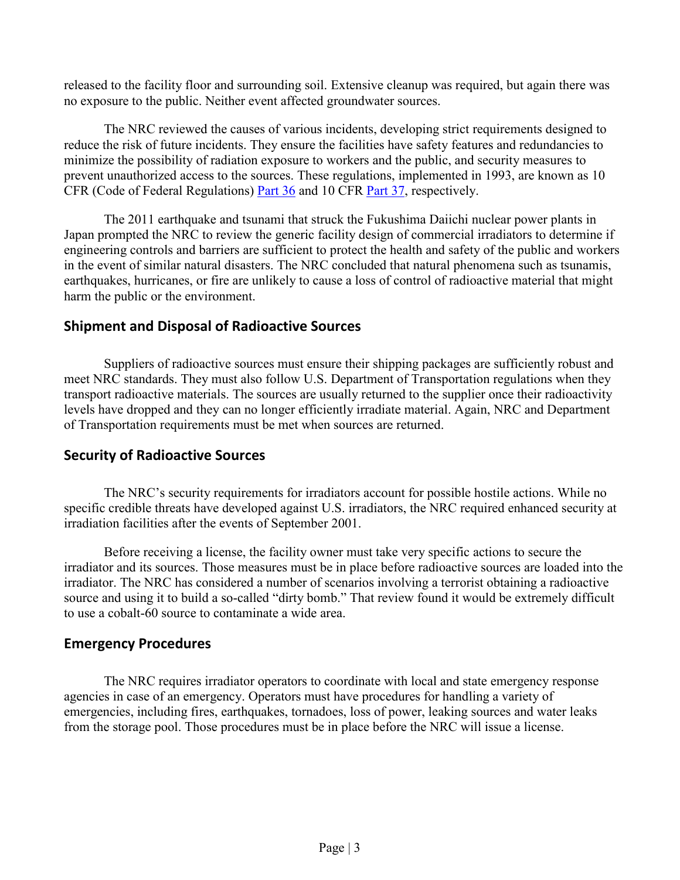released to the facility floor and surrounding soil. Extensive cleanup was required, but again there was no exposure to the public. Neither event affected groundwater sources.

The NRC reviewed the causes of various incidents, developing strict requirements designed to reduce the risk of future incidents. They ensure the facilities have safety features and redundancies to minimize the possibility of radiation exposure to workers and the public, and security measures to prevent unauthorized access to the sources. These regulations, implemented in 1993, are known as 10 CFR (Code of Federal Regulations) Part 36 and 10 CFR Part 37, respectively.

The 2011 earthquake and tsunami that struck the Fukushima Daiichi nuclear power plants in Japan prompted the NRC to review the generic facility design of commercial irradiators to determine if engineering controls and barriers are sufficient to protect the health and safety of the public and workers in the event of similar natural disasters. The NRC concluded that natural phenomena such as tsunamis, earthquakes, hurricanes, or fire are unlikely to cause a loss of control of radioactive material that might harm the public or the environment.

## Shipment and Disposal of Radioactive Sources

Suppliers of radioactive sources must ensure their shipping packages are sufficiently robust and meet NRC standards. They must also follow U.S. Department of Transportation regulations when they transport radioactive materials. The sources are usually returned to the supplier once their radioactivity levels have dropped and they can no longer efficiently irradiate material. Again, NRC and Department of Transportation requirements must be met when sources are returned.

## Security of Radioactive Sources

The NRC's security requirements for irradiators account for possible hostile actions. While no specific credible threats have developed against U.S. irradiators, the NRC required enhanced security at irradiation facilities after the events of September 2001.

Before receiving a license, the facility owner must take very specific actions to secure the irradiator and its sources. Those measures must be in place before radioactive sources are loaded into the irradiator. The NRC has considered a number of scenarios involving a terrorist obtaining a radioactive source and using it to build a so-called "dirty bomb." That review found it would be extremely difficult to use a cobalt-60 source to contaminate a wide area.

## Emergency Procedures

The NRC requires irradiator operators to coordinate with local and state emergency response agencies in case of an emergency. Operators must have procedures for handling a variety of emergencies, including fires, earthquakes, tornadoes, loss of power, leaking sources and water leaks from the storage pool. Those procedures must be in place before the NRC will issue a license.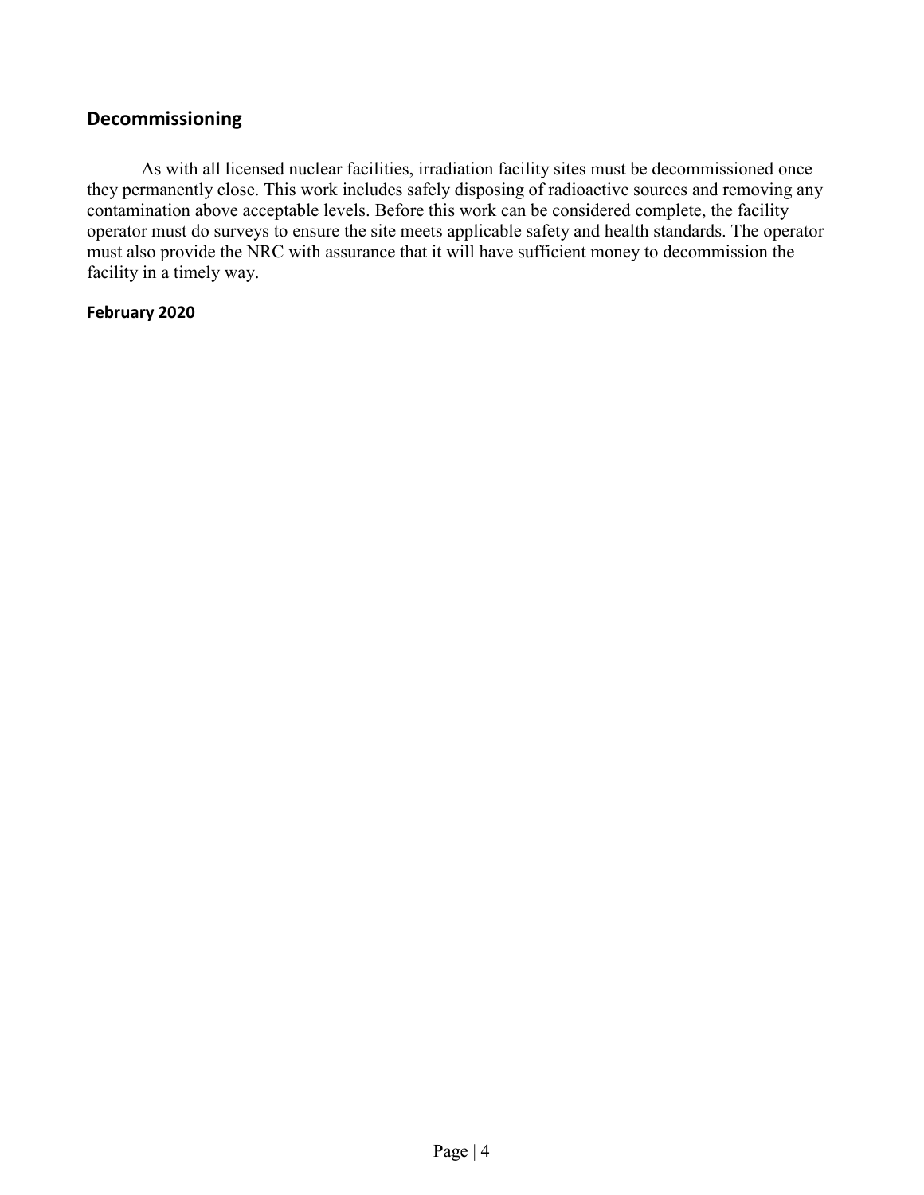## Decommissioning

As with all licensed nuclear facilities, irradiation facility sites must be decommissioned once they permanently close. This work includes safely disposing of radioactive sources and removing any contamination above acceptable levels. Before this work can be considered complete, the facility operator must do surveys to ensure the site meets applicable safety and health standards. The operator must also provide the NRC with assurance that it will have sufficient money to decommission the facility in a timely way.

**February 2020**